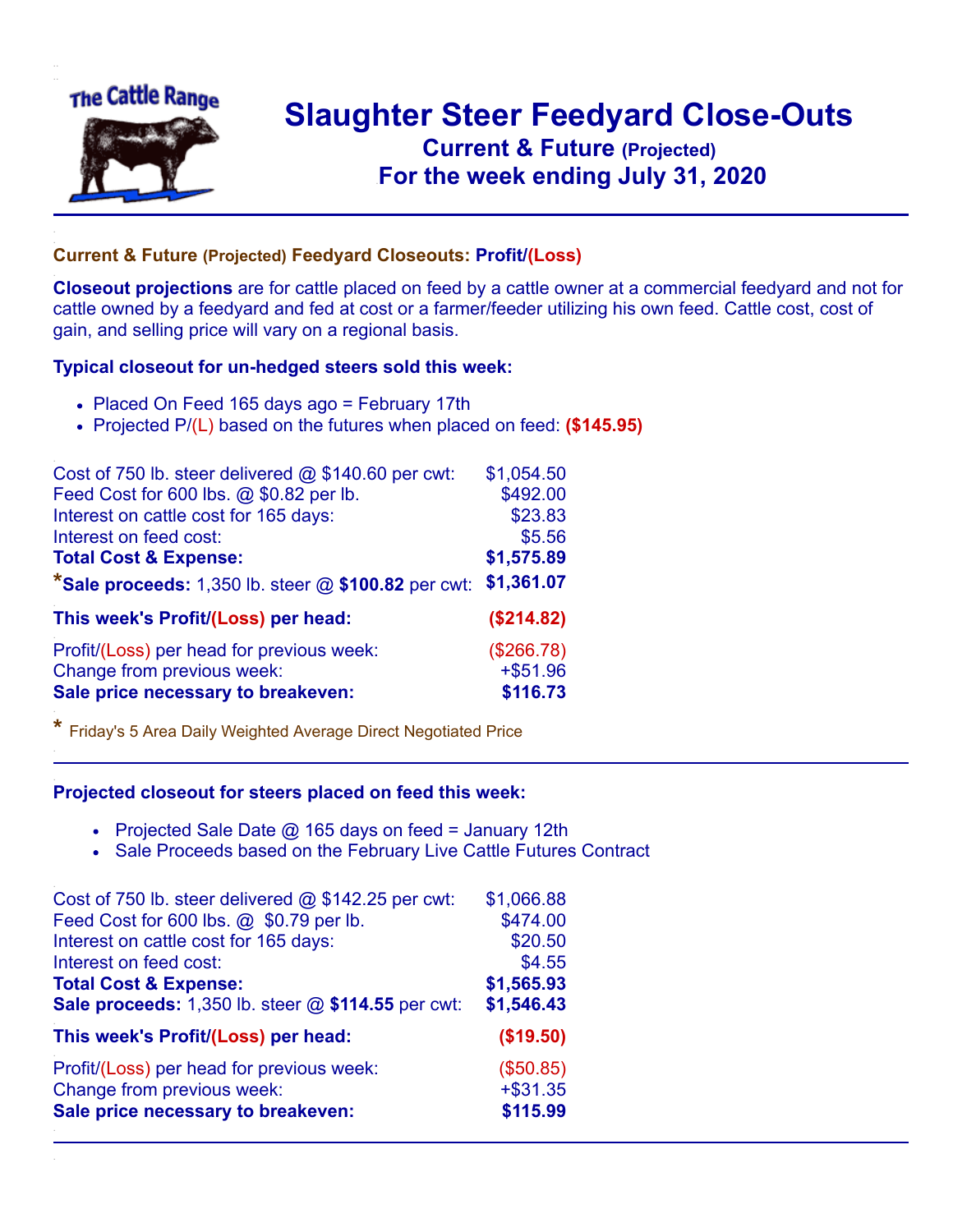The Cattle Range

# Slaughter Steer Feedyard Close-Outs
## Current & Future (Projected)
## For the week ending July 31, 2020

### Current & Future (Projected) Feedyard Closeouts: Profit/(Loss)

**Closeout projections** are for cattle placed on feed by a cattle owner at a commercial feedyard and not for cattle owned by a feedyard and fed at cost or a farmer/feeder utilizing his own feed. Cattle cost, cost of gain, and selling price will vary on a regional basis.

**Typical closeout for un-hedged steers sold this week:**

- Placed On Feed 165 days ago = February 17th
- Projected P/(L) based on the futures when placed on feed: **($145.95)**

| | |
|---|---|
| Cost of 750 lb. steer delivered @ $140.60 per cwt: | $1,054.50 |
| Feed Cost for 600 lbs. @ $0.82 per lb. | $492.00 |
| Interest on cattle cost for 165 days: | $23.83 |
| Interest on feed cost: | $5.56 |
| **Total Cost & Expense:** | **$1,575.89** |
| ***Sale proceeds:** 1,350 lb. steer @ **$100.82** per cwt: | **$1,361.07** |
| **This week's Profit/(Loss) per head:** | **($214.82)** |
| Profit/(Loss) per head for previous week: | ($266.78) |
| Change from previous week: | +$51.96 |
| **Sale price necessary to breakeven:** | **$116.73** |

* Friday's 5 Area Daily Weighted Average Direct Negotiated Price

**Projected closeout for steers placed on feed this week:**

- Projected Sale Date @ 165 days on feed = January 12th
- Sale Proceeds based on the February Live Cattle Futures Contract

| | |
|---|---|
| Cost of 750 lb. steer delivered @ $142.25 per cwt: | $1,066.88 |
| Feed Cost for 600 lbs. @ $0.79 per lb. | $474.00 |
| Interest on cattle cost for 165 days: | $20.50 |
| Interest on feed cost: | $4.55 |
| **Total Cost & Expense:** | **$1,565.93** |
| **Sale proceeds:** 1,350 lb. steer @ **$114.55** per cwt: | **$1,546.43** |
| **This week's Profit/(Loss) per head:** | **($19.50)** |
| Profit/(Loss) per head for previous week: | ($50.85) |
| Change from previous week: | +$31.35 |
| **Sale price necessary to breakeven:** | **$115.99** |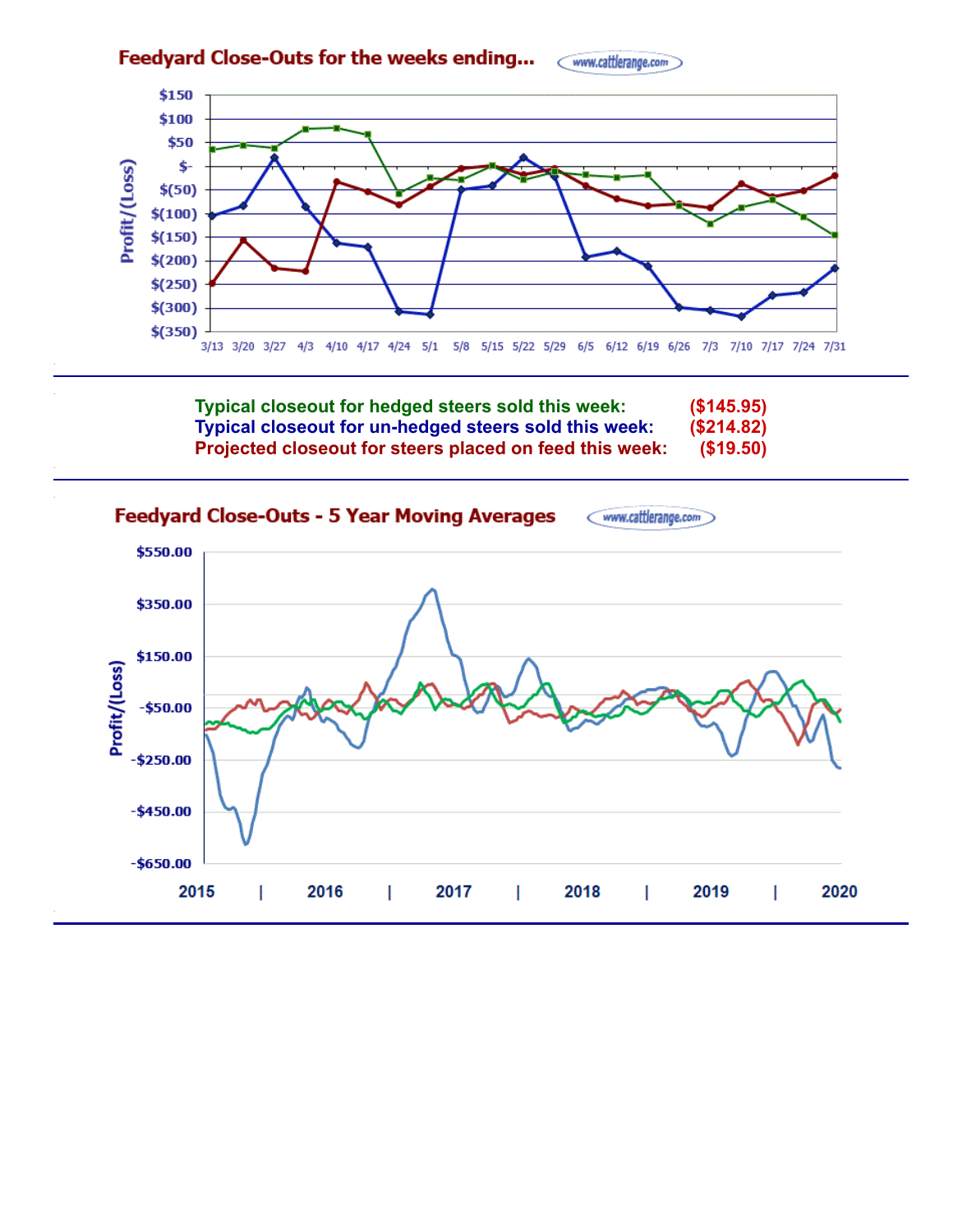## Feedyard Close-Outs for the weeks ending...

www.cattlerange.com

Profit/(Loss)

$150
$100
$50
$-
$(50)
$(100)
$(150)
$(200)
$(250)
$(300)
$(350)

3/13 3/20 3/27 4/3 4/10 4/17 4/24 5/1 5/8 5/15 5/22 5/29 6/5 6/12 6/19 6/26 7/3 7/10 7/17 7/24 7/31

---

**Typical closeout for hedged steers sold this week: ($145.95)**
**Typical closeout for un-hedged steers sold this week: ($214.82)**
**Projected closeout for steers placed on feed this week: ($19.50)**

---

## Feedyard Close-Outs - 5 Year Moving Averages

www.cattlerange.com

Profit/(Loss)

$550.00
$350.00
$150.00
-$50.00
-$250.00
-$450.00
-$650.00

2015 | 2016 | 2017 | 2018 | 2019 | 2020